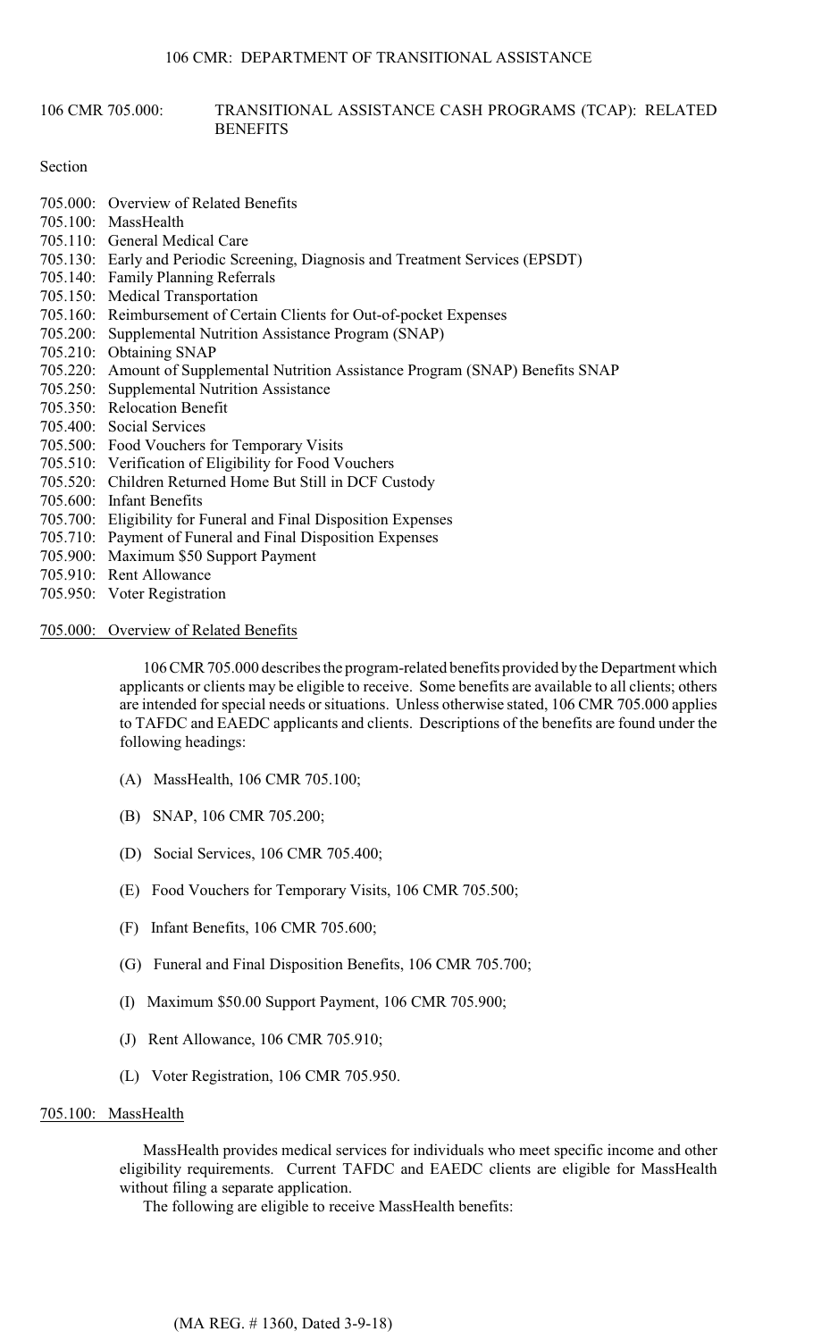# 106 CMR 705.000: TRANSITIONAL ASSISTANCE CASH PROGRAMS (TCAP): RELATED BENEFITS

Section

705.000: Overview of Related Benefits
705.100: MassHealth
705.110: General Medical Care
705.130: Early and Periodic Screening, Diagnosis and Treatment Services (EPSDT)
705.140: Family Planning Referrals
705.150: Medical Transportation
705.160: Reimbursement of Certain Clients for Out-of-pocket Expenses
705.200: Supplemental Nutrition Assistance Program (SNAP)
705.210: Obtaining SNAP
705.220: Amount of Supplemental Nutrition Assistance Program (SNAP) Benefits SNAP
705.250: Supplemental Nutrition Assistance
705.350: Relocation Benefit
705.400: Social Services
705.500: Food Vouchers for Temporary Visits
705.510: Verification of Eligibility for Food Vouchers
705.520: Children Returned Home But Still in DCF Custody
705.600: Infant Benefits
705.700: Eligibility for Funeral and Final Disposition Expenses
705.710: Payment of Funeral and Final Disposition Expenses
705.900: Maximum $50 Support Payment
705.910: Rent Allowance
705.950: Voter Registration

## 705.000: Overview of Related Benefits

106 CMR 705.000 describes the program-related benefits provided by the Department which applicants or clients may be eligible to receive. Some benefits are available to all clients; others are intended for special needs or situations. Unless otherwise stated, 106 CMR 705.000 applies to TAFDC and EAEDC applicants and clients. Descriptions of the benefits are found under the following headings:

(A) MassHealth, 106 CMR 705.100;

(B) SNAP, 106 CMR 705.200;

(D) Social Services, 106 CMR 705.400;

(E) Food Vouchers for Temporary Visits, 106 CMR 705.500;

(F) Infant Benefits, 106 CMR 705.600;

(G) Funeral and Final Disposition Benefits, 106 CMR 705.700;

(I) Maximum $50.00 Support Payment, 106 CMR 705.900;

(J) Rent Allowance, 106 CMR 705.910;

(L) Voter Registration, 106 CMR 705.950.

## 705.100: MassHealth

MassHealth provides medical services for individuals who meet specific income and other eligibility requirements. Current TAFDC and EAEDC clients are eligible for MassHealth without filing a separate application.

The following are eligible to receive MassHealth benefits: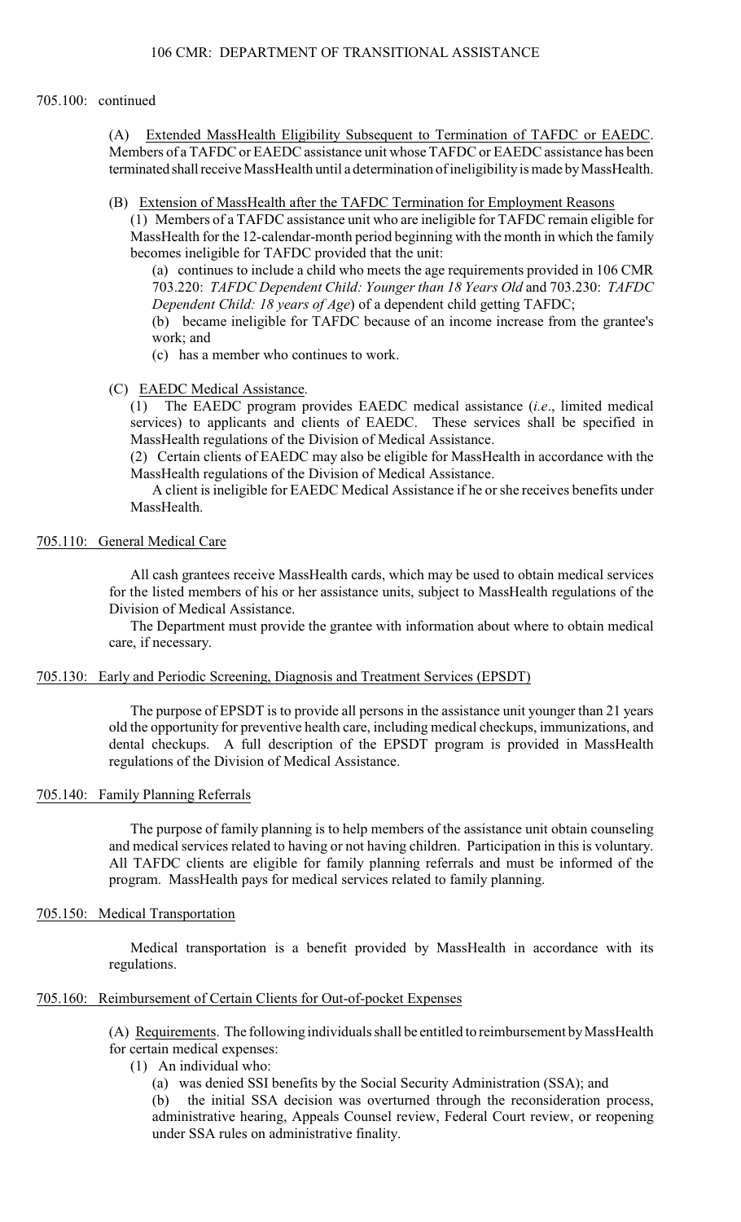705.100: continued

(A) Extended MassHealth Eligibility Subsequent to Termination of TAFDC or EAEDC. Members of a TAFDC or EAEDC assistance unit whose TAFDC or EAEDC assistance has been terminated shall receive MassHealth until a determination of ineligibility is made by MassHealth.

(B) Extension of MassHealth after the TAFDC Termination for Employment Reasons

(1) Members of a TAFDC assistance unit who are ineligible for TAFDC remain eligible for MassHealth for the 12-calendar-month period beginning with the month in which the family becomes ineligible for TAFDC provided that the unit:

(a) continues to include a child who meets the age requirements provided in 106 CMR 703.220: *TAFDC Dependent Child: Younger than 18 Years Old* and 703.230: *TAFDC Dependent Child: 18 years of Age*) of a dependent child getting TAFDC;

(b) became ineligible for TAFDC because of an income increase from the grantee's work; and

(c) has a member who continues to work.

(C) EAEDC Medical Assistance.

(1) The EAEDC program provides EAEDC medical assistance (*i.e*., limited medical services) to applicants and clients of EAEDC. These services shall be specified in MassHealth regulations of the Division of Medical Assistance.

(2) Certain clients of EAEDC may also be eligible for MassHealth in accordance with the MassHealth regulations of the Division of Medical Assistance.

A client is ineligible for EAEDC Medical Assistance if he or she receives benefits under MassHealth.

## 705.110: General Medical Care

All cash grantees receive MassHealth cards, which may be used to obtain medical services for the listed members of his or her assistance units, subject to MassHealth regulations of the Division of Medical Assistance.

The Department must provide the grantee with information about where to obtain medical care, if necessary.

## 705.130: Early and Periodic Screening, Diagnosis and Treatment Services (EPSDT)

The purpose of EPSDT is to provide all persons in the assistance unit younger than 21 years old the opportunity for preventive health care, including medical checkups, immunizations, and dental checkups. A full description of the EPSDT program is provided in MassHealth regulations of the Division of Medical Assistance.

## 705.140: Family Planning Referrals

The purpose of family planning is to help members of the assistance unit obtain counseling and medical services related to having or not having children. Participation in this is voluntary. All TAFDC clients are eligible for family planning referrals and must be informed of the program. MassHealth pays for medical services related to family planning.

## 705.150: Medical Transportation

Medical transportation is a benefit provided by MassHealth in accordance with its regulations.

## 705.160: Reimbursement of Certain Clients for Out-of-pocket Expenses

(A) Requirements. The following individuals shall be entitled to reimbursement by MassHealth for certain medical expenses:

(1) An individual who:

(a) was denied SSI benefits by the Social Security Administration (SSA); and

(b) the initial SSA decision was overturned through the reconsideration process, administrative hearing, Appeals Counsel review, Federal Court review, or reopening under SSA rules on administrative finality.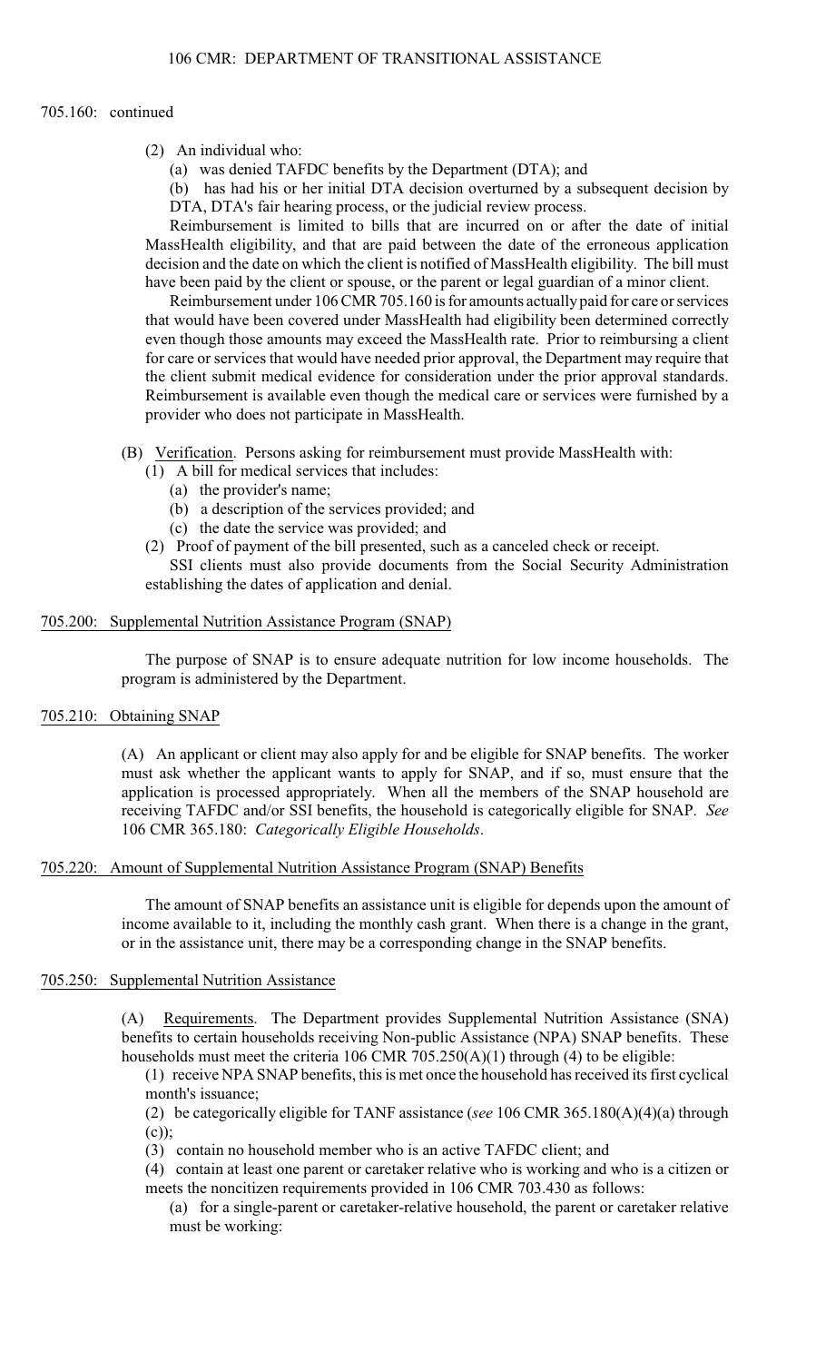705.160: continued

(2) An individual who:

(a) was denied TAFDC benefits by the Department (DTA); and

(b) has had his or her initial DTA decision overturned by a subsequent decision by DTA, DTA's fair hearing process, or the judicial review process.

Reimbursement is limited to bills that are incurred on or after the date of initial MassHealth eligibility, and that are paid between the date of the erroneous application decision and the date on which the client is notified of MassHealth eligibility. The bill must have been paid by the client or spouse, or the parent or legal guardian of a minor client.

Reimbursement under 106 CMR 705.160 is for amounts actually paid for care or services that would have been covered under MassHealth had eligibility been determined correctly even though those amounts may exceed the MassHealth rate. Prior to reimbursing a client for care or services that would have needed prior approval, the Department may require that the client submit medical evidence for consideration under the prior approval standards. Reimbursement is available even though the medical care or services were furnished by a provider who does not participate in MassHealth.

(B) Verification. Persons asking for reimbursement must provide MassHealth with:

(1) A bill for medical services that includes:

(a) the provider's name;

(b) a description of the services provided; and

(c) the date the service was provided; and

(2) Proof of payment of the bill presented, such as a canceled check or receipt.

SSI clients must also provide documents from the Social Security Administration establishing the dates of application and denial.

## 705.200: Supplemental Nutrition Assistance Program (SNAP)

The purpose of SNAP is to ensure adequate nutrition for low income households. The program is administered by the Department.

## 705.210: Obtaining SNAP

(A) An applicant or client may also apply for and be eligible for SNAP benefits. The worker must ask whether the applicant wants to apply for SNAP, and if so, must ensure that the application is processed appropriately. When all the members of the SNAP household are receiving TAFDC and/or SSI benefits, the household is categorically eligible for SNAP. *See* 106 CMR 365.180: *Categorically Eligible Households*.

## 705.220: Amount of Supplemental Nutrition Assistance Program (SNAP) Benefits

The amount of SNAP benefits an assistance unit is eligible for depends upon the amount of income available to it, including the monthly cash grant. When there is a change in the grant, or in the assistance unit, there may be a corresponding change in the SNAP benefits.

## 705.250: Supplemental Nutrition Assistance

(A) Requirements. The Department provides Supplemental Nutrition Assistance (SNA) benefits to certain households receiving Non-public Assistance (NPA) SNAP benefits. These households must meet the criteria 106 CMR 705.250(A)(1) through (4) to be eligible:

(1) receive NPA SNAP benefits, this is met once the household has received its first cyclical month's issuance;

(2) be categorically eligible for TANF assistance (*see* 106 CMR 365.180(A)(4)(a) through (c));

(3) contain no household member who is an active TAFDC client; and

(4) contain at least one parent or caretaker relative who is working and who is a citizen or meets the noncitizen requirements provided in 106 CMR 703.430 as follows:

(a) for a single-parent or caretaker-relative household, the parent or caretaker relative must be working: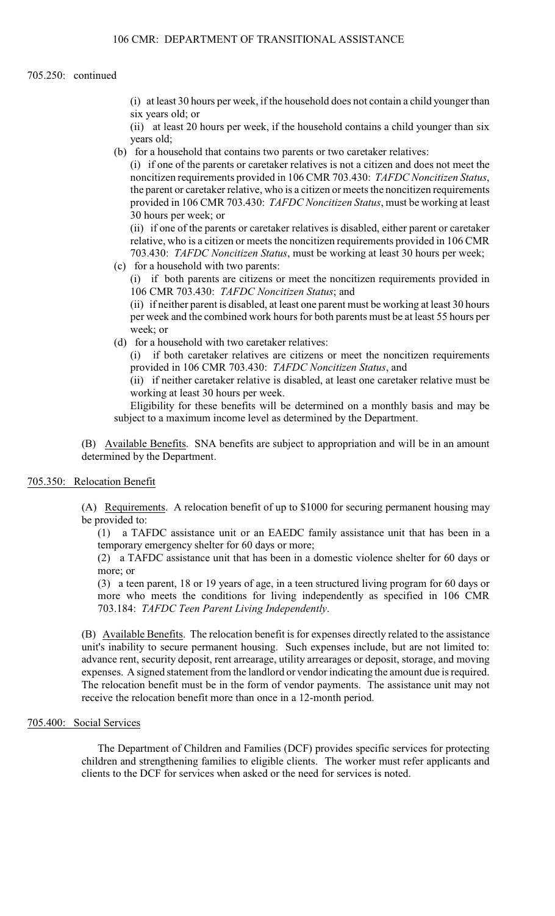705.250: continued

(i) at least 30 hours per week, if the household does not contain a child younger than six years old; or

(ii) at least 20 hours per week, if the household contains a child younger than six years old;

(b) for a household that contains two parents or two caretaker relatives:

(i) if one of the parents or caretaker relatives is not a citizen and does not meet the noncitizen requirements provided in 106 CMR 703.430: *TAFDC Noncitizen Status*, the parent or caretaker relative, who is a citizen or meets the noncitizen requirements provided in 106 CMR 703.430: *TAFDC Noncitizen Status*, must be working at least 30 hours per week; or

(ii) if one of the parents or caretaker relatives is disabled, either parent or caretaker relative, who is a citizen or meets the noncitizen requirements provided in 106 CMR 703.430: *TAFDC Noncitizen Status*, must be working at least 30 hours per week;

(c) for a household with two parents:

(i) if both parents are citizens or meet the noncitizen requirements provided in 106 CMR 703.430: *TAFDC Noncitizen Status*; and

(ii) if neither parent is disabled, at least one parent must be working at least 30 hours per week and the combined work hours for both parents must be at least 55 hours per week; or

(d) for a household with two caretaker relatives:

(i) if both caretaker relatives are citizens or meet the noncitizen requirements provided in 106 CMR 703.430: *TAFDC Noncitizen Status*, and

(ii) if neither caretaker relative is disabled, at least one caretaker relative must be working at least 30 hours per week.

Eligibility for these benefits will be determined on a monthly basis and may be subject to a maximum income level as determined by the Department.

(B) Available Benefits. SNA benefits are subject to appropriation and will be in an amount determined by the Department.

## 705.350: Relocation Benefit

(A) Requirements. A relocation benefit of up to $1000 for securing permanent housing may be provided to:

(1) a TAFDC assistance unit or an EAEDC family assistance unit that has been in a temporary emergency shelter for 60 days or more;

(2) a TAFDC assistance unit that has been in a domestic violence shelter for 60 days or more; or

(3) a teen parent, 18 or 19 years of age, in a teen structured living program for 60 days or more who meets the conditions for living independently as specified in 106 CMR 703.184: *TAFDC Teen Parent Living Independently*.

(B) Available Benefits. The relocation benefit is for expenses directly related to the assistance unit's inability to secure permanent housing. Such expenses include, but are not limited to: advance rent, security deposit, rent arrearage, utility arrearages or deposit, storage, and moving expenses. A signed statement from the landlord or vendor indicating the amount due is required. The relocation benefit must be in the form of vendor payments. The assistance unit may not receive the relocation benefit more than once in a 12-month period.

## 705.400: Social Services

The Department of Children and Families (DCF) provides specific services for protecting children and strengthening families to eligible clients. The worker must refer applicants and clients to the DCF for services when asked or the need for services is noted.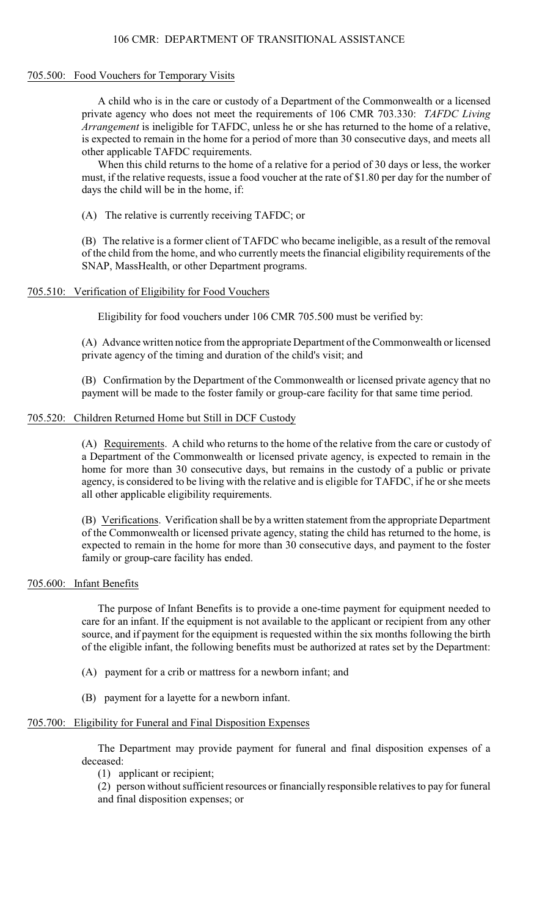## 705.500: Food Vouchers for Temporary Visits

A child who is in the care or custody of a Department of the Commonwealth or a licensed private agency who does not meet the requirements of 106 CMR 703.330: *TAFDC Living Arrangement* is ineligible for TAFDC, unless he or she has returned to the home of a relative, is expected to remain in the home for a period of more than 30 consecutive days, and meets all other applicable TAFDC requirements.

When this child returns to the home of a relative for a period of 30 days or less, the worker must, if the relative requests, issue a food voucher at the rate of $1.80 per day for the number of days the child will be in the home, if:

(A) The relative is currently receiving TAFDC; or

(B) The relative is a former client of TAFDC who became ineligible, as a result of the removal of the child from the home, and who currently meets the financial eligibility requirements of the SNAP, MassHealth, or other Department programs.

## 705.510: Verification of Eligibility for Food Vouchers

Eligibility for food vouchers under 106 CMR 705.500 must be verified by:

(A) Advance written notice from the appropriate Department of the Commonwealth or licensed private agency of the timing and duration of the child's visit; and

(B) Confirmation by the Department of the Commonwealth or licensed private agency that no payment will be made to the foster family or group-care facility for that same time period.

## 705.520: Children Returned Home but Still in DCF Custody

(A) Requirements. A child who returns to the home of the relative from the care or custody of a Department of the Commonwealth or licensed private agency, is expected to remain in the home for more than 30 consecutive days, but remains in the custody of a public or private agency, is considered to be living with the relative and is eligible for TAFDC, if he or she meets all other applicable eligibility requirements.

(B) Verifications. Verification shall be by a written statement from the appropriate Department of the Commonwealth or licensed private agency, stating the child has returned to the home, is expected to remain in the home for more than 30 consecutive days, and payment to the foster family or group-care facility has ended.

## 705.600: Infant Benefits

The purpose of Infant Benefits is to provide a one-time payment for equipment needed to care for an infant. If the equipment is not available to the applicant or recipient from any other source, and if payment for the equipment is requested within the six months following the birth of the eligible infant, the following benefits must be authorized at rates set by the Department:

(A) payment for a crib or mattress for a newborn infant; and

(B) payment for a layette for a newborn infant.

## 705.700: Eligibility for Funeral and Final Disposition Expenses

The Department may provide payment for funeral and final disposition expenses of a deceased:

(1) applicant or recipient;

(2) person without sufficient resources or financially responsible relatives to pay for funeral and final disposition expenses; or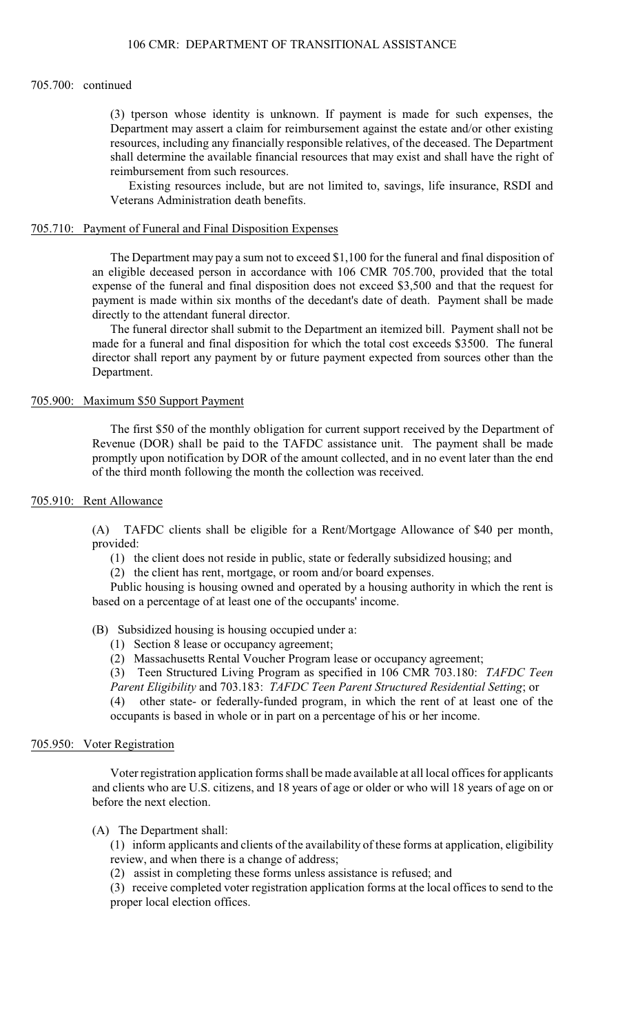705.700: continued

(3) tperson whose identity is unknown. If payment is made for such expenses, the Department may assert a claim for reimbursement against the estate and/or other existing resources, including any financially responsible relatives, of the deceased. The Department shall determine the available financial resources that may exist and shall have the right of reimbursement from such resources.

Existing resources include, but are not limited to, savings, life insurance, RSDI and Veterans Administration death benefits.

## 705.710: Payment of Funeral and Final Disposition Expenses

The Department may pay a sum not to exceed $1,100 for the funeral and final disposition of an eligible deceased person in accordance with 106 CMR 705.700, provided that the total expense of the funeral and final disposition does not exceed $3,500 and that the request for payment is made within six months of the decedent's date of death. Payment shall be made directly to the attendant funeral director.

The funeral director shall submit to the Department an itemized bill. Payment shall not be made for a funeral and final disposition for which the total cost exceeds $3500. The funeral director shall report any payment by or future payment expected from sources other than the Department.

## 705.900: Maximum $50 Support Payment

The first $50 of the monthly obligation for current support received by the Department of Revenue (DOR) shall be paid to the TAFDC assistance unit. The payment shall be made promptly upon notification by DOR of the amount collected, and in no event later than the end of the third month following the month the collection was received.

## 705.910: Rent Allowance

(A) TAFDC clients shall be eligible for a Rent/Mortgage Allowance of $40 per month, provided:

(1) the client does not reside in public, state or federally subsidized housing; and

(2) the client has rent, mortgage, or room and/or board expenses.

Public housing is housing owned and operated by a housing authority in which the rent is based on a percentage of at least one of the occupants' income.

(B) Subsidized housing is housing occupied under a:

(1) Section 8 lease or occupancy agreement;

(2) Massachusetts Rental Voucher Program lease or occupancy agreement;

(3) Teen Structured Living Program as specified in 106 CMR 703.180: *TAFDC Teen Parent Eligibility* and 703.183: *TAFDC Teen Parent Structured Residential Setting*; or

(4) other state- or federally-funded program, in which the rent of at least one of the occupants is based in whole or in part on a percentage of his or her income.

## 705.950: Voter Registration

Voter registration application forms shall be made available at all local offices for applicants and clients who are U.S. citizens, and 18 years of age or older or who will 18 years of age on or before the next election.

(A) The Department shall:

(1) inform applicants and clients of the availability of these forms at application, eligibility review, and when there is a change of address;

(2) assist in completing these forms unless assistance is refused; and

(3) receive completed voter registration application forms at the local offices to send to the proper local election offices.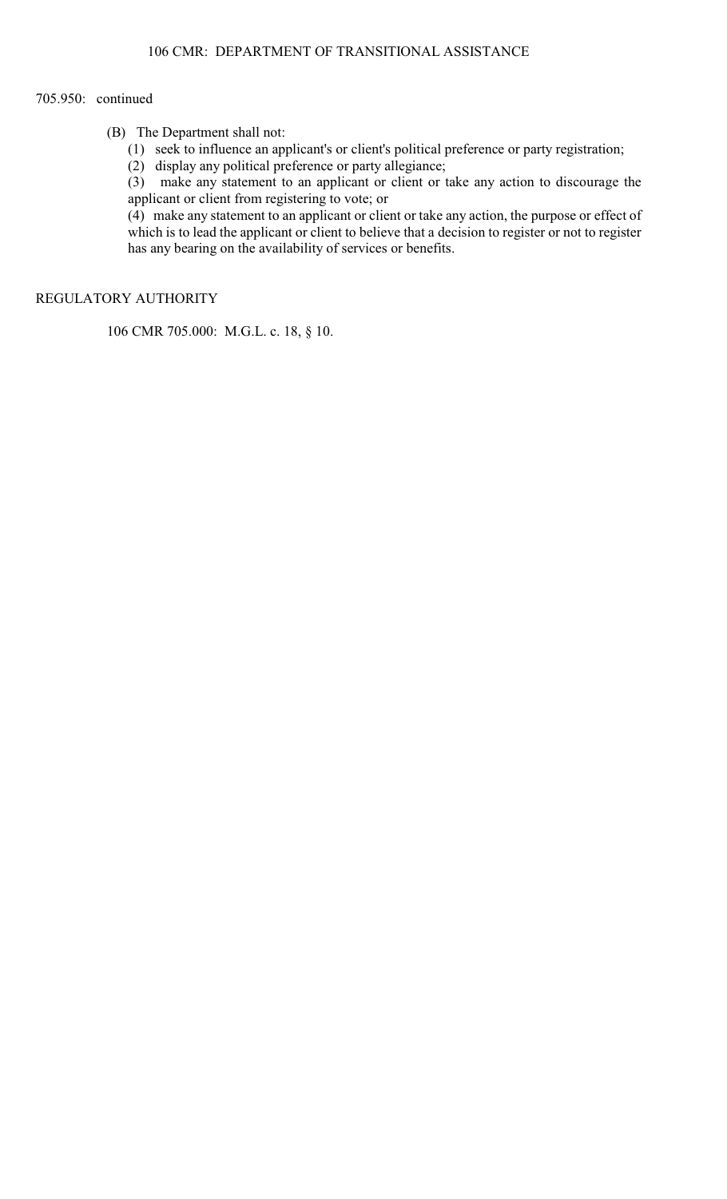705.950: continued

(B) The Department shall not:

(1) seek to influence an applicant's or client's political preference or party registration;

(2) display any political preference or party allegiance;

(3) make any statement to an applicant or client or take any action to discourage the applicant or client from registering to vote; or

(4) make any statement to an applicant or client or take any action, the purpose or effect of which is to lead the applicant or client to believe that a decision to register or not to register has any bearing on the availability of services or benefits.

REGULATORY AUTHORITY

106 CMR 705.000: M.G.L. c. 18, § 10.